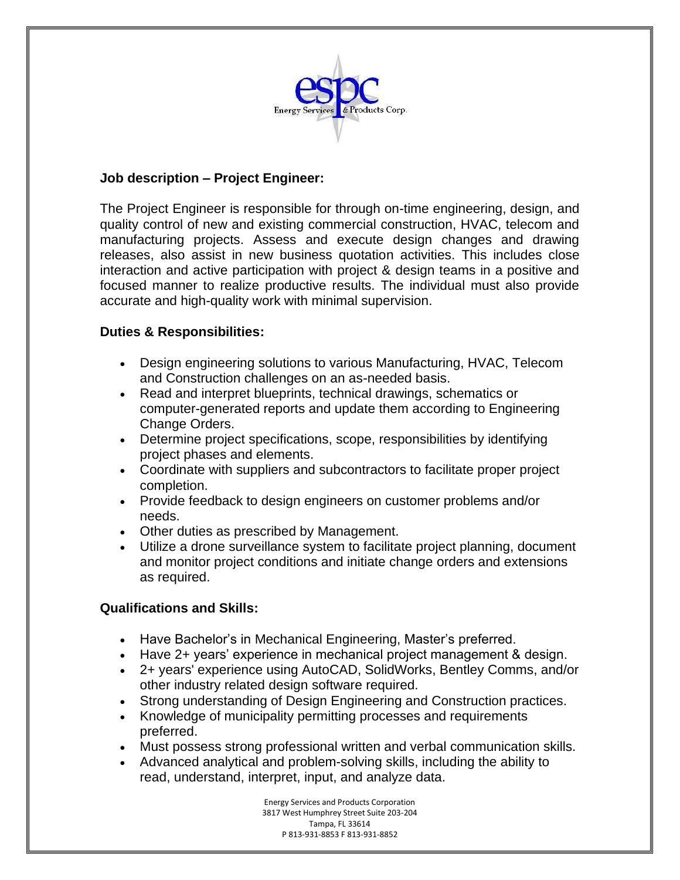espc
Energy Services & Products Corp.

## Job description – Project Engineer:

The Project Engineer is responsible for through on-time engineering, design, and quality control of new and existing commercial construction, HVAC, telecom and manufacturing projects. Assess and execute design changes and drawing releases, also assist in new business quotation activities. This includes close interaction and active participation with project & design teams in a positive and focused manner to realize productive results. The individual must also provide accurate and high-quality work with minimal supervision.

## Duties & Responsibilities:

- Design engineering solutions to various Manufacturing, HVAC, Telecom and Construction challenges on an as-needed basis.
- Read and interpret blueprints, technical drawings, schematics or computer-generated reports and update them according to Engineering Change Orders.
- Determine project specifications, scope, responsibilities by identifying project phases and elements.
- Coordinate with suppliers and subcontractors to facilitate proper project completion.
- Provide feedback to design engineers on customer problems and/or needs.
- Other duties as prescribed by Management.
- Utilize a drone surveillance system to facilitate project planning, document and monitor project conditions and initiate change orders and extensions as required.

## Qualifications and Skills:

- Have Bachelor's in Mechanical Engineering, Master's preferred.
- Have 2+ years' experience in mechanical project management & design.
- 2+ years' experience using AutoCAD, SolidWorks, Bentley Comms, and/or other industry related design software required.
- Strong understanding of Design Engineering and Construction practices.
- Knowledge of municipality permitting processes and requirements preferred.
- Must possess strong professional written and verbal communication skills.
- Advanced analytical and problem-solving skills, including the ability to read, understand, interpret, input, and analyze data.

Energy Services and Products Corporation
3817 West Humphrey Street Suite 203-204
Tampa, FL 33614
P 813-931-8853 F 813-931-8852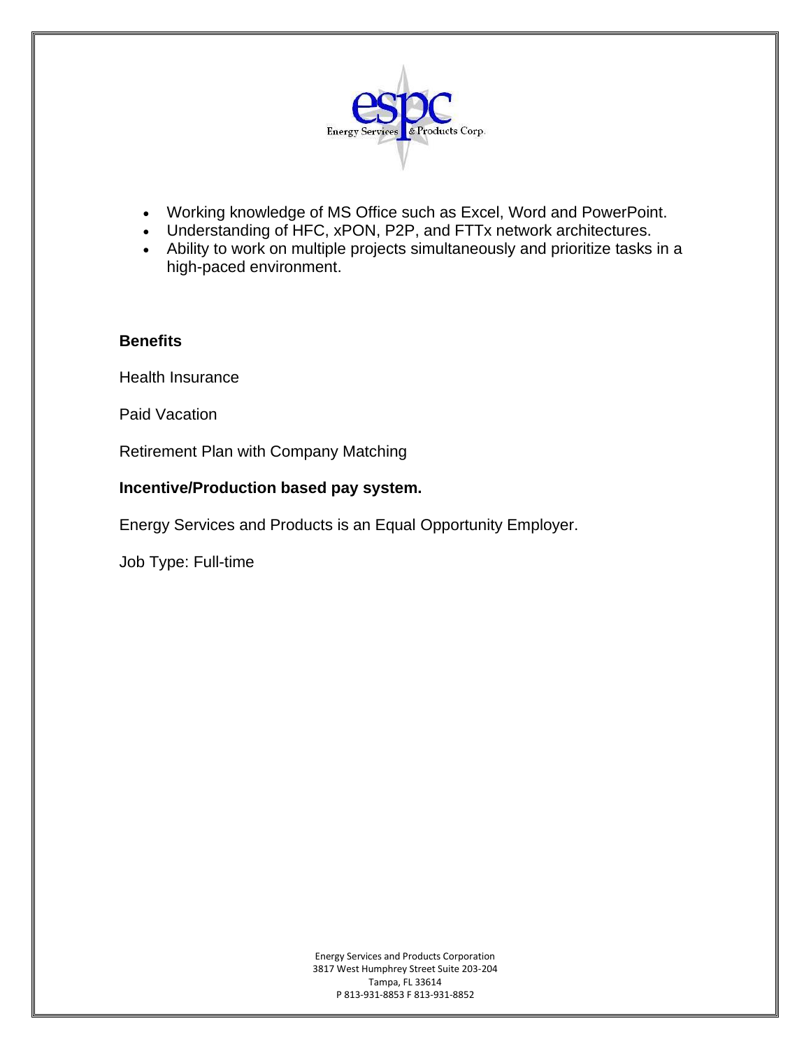- Working knowledge of MS Office such as Excel, Word and PowerPoint.
- Understanding of HFC, xPON, P2P, and FTTx network architectures.
- Ability to work on multiple projects simultaneously and prioritize tasks in a high-paced environment.

**Benefits**

Health Insurance

Paid Vacation

Retirement Plan with Company Matching

**Incentive/Production based pay system.**

Energy Services and Products is an Equal Opportunity Employer.

Job Type: Full-time